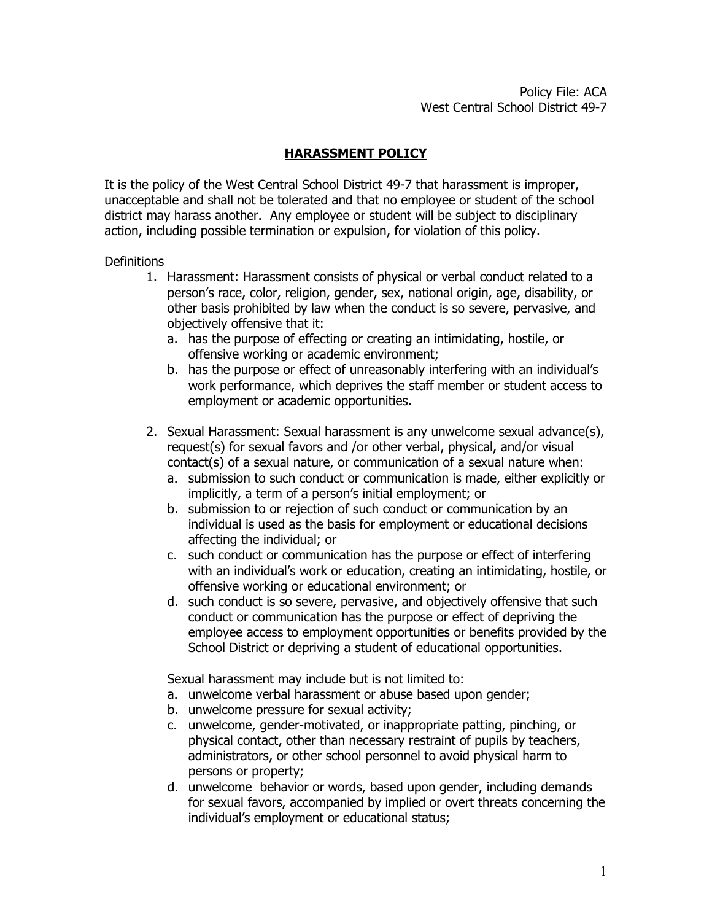Policy File: ACA
West Central School District 49-7

# HARASSMENT POLICY

It is the policy of the West Central School District 49-7 that harassment is improper, unacceptable and shall not be tolerated and that no employee or student of the school district may harass another. Any employee or student will be subject to disciplinary action, including possible termination or expulsion, for violation of this policy.

Definitions

1. Harassment: Harassment consists of physical or verbal conduct related to a person's race, color, religion, gender, sex, national origin, age, disability, or other basis prohibited by law when the conduct is so severe, pervasive, and objectively offensive that it:
   a. has the purpose of effecting or creating an intimidating, hostile, or offensive working or academic environment;
   b. has the purpose or effect of unreasonably interfering with an individual's work performance, which deprives the staff member or student access to employment or academic opportunities.

2. Sexual Harassment: Sexual harassment is any unwelcome sexual advance(s), request(s) for sexual favors and /or other verbal, physical, and/or visual contact(s) of a sexual nature, or communication of a sexual nature when:
   a. submission to such conduct or communication is made, either explicitly or implicitly, a term of a person's initial employment; or
   b. submission to or rejection of such conduct or communication by an individual is used as the basis for employment or educational decisions affecting the individual; or
   c. such conduct or communication has the purpose or effect of interfering with an individual's work or education, creating an intimidating, hostile, or offensive working or educational environment; or
   d. such conduct is so severe, pervasive, and objectively offensive that such conduct or communication has the purpose or effect of depriving the employee access to employment opportunities or benefits provided by the School District or depriving a student of educational opportunities.

   Sexual harassment may include but is not limited to:
   a. unwelcome verbal harassment or abuse based upon gender;
   b. unwelcome pressure for sexual activity;
   c. unwelcome, gender-motivated, or inappropriate patting, pinching, or physical contact, other than necessary restraint of pupils by teachers, administrators, or other school personnel to avoid physical harm to persons or property;
   d. unwelcome behavior or words, based upon gender, including demands for sexual favors, accompanied by implied or overt threats concerning the individual's employment or educational status;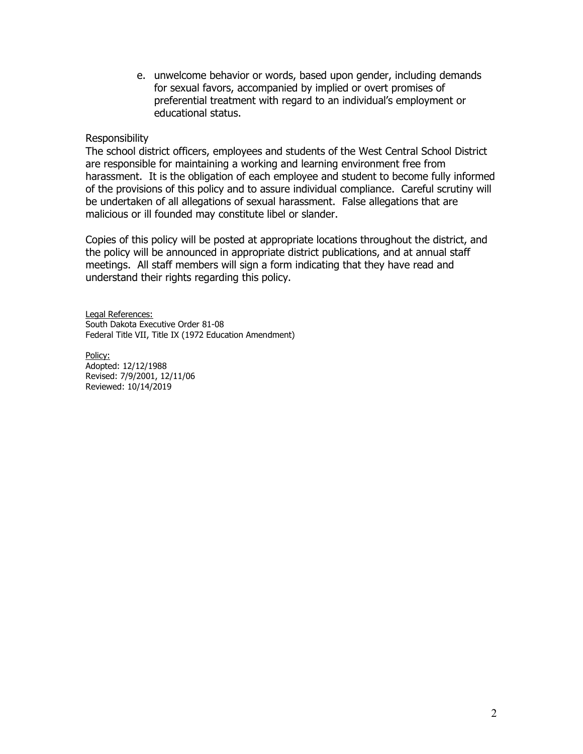e. unwelcome behavior or words, based upon gender, including demands for sexual favors, accompanied by implied or overt promises of preferential treatment with regard to an individual's employment or educational status.

Responsibility

The school district officers, employees and students of the West Central School District are responsible for maintaining a working and learning environment free from harassment. It is the obligation of each employee and student to become fully informed of the provisions of this policy and to assure individual compliance. Careful scrutiny will be undertaken of all allegations of sexual harassment. False allegations that are malicious or ill founded may constitute libel or slander.

Copies of this policy will be posted at appropriate locations throughout the district, and the policy will be announced in appropriate district publications, and at annual staff meetings. All staff members will sign a form indicating that they have read and understand their rights regarding this policy.

Legal References:
South Dakota Executive Order 81-08
Federal Title VII, Title IX (1972 Education Amendment)

Policy:
Adopted: 12/12/1988
Revised: 7/9/2001, 12/11/06
Reviewed: 10/14/2019